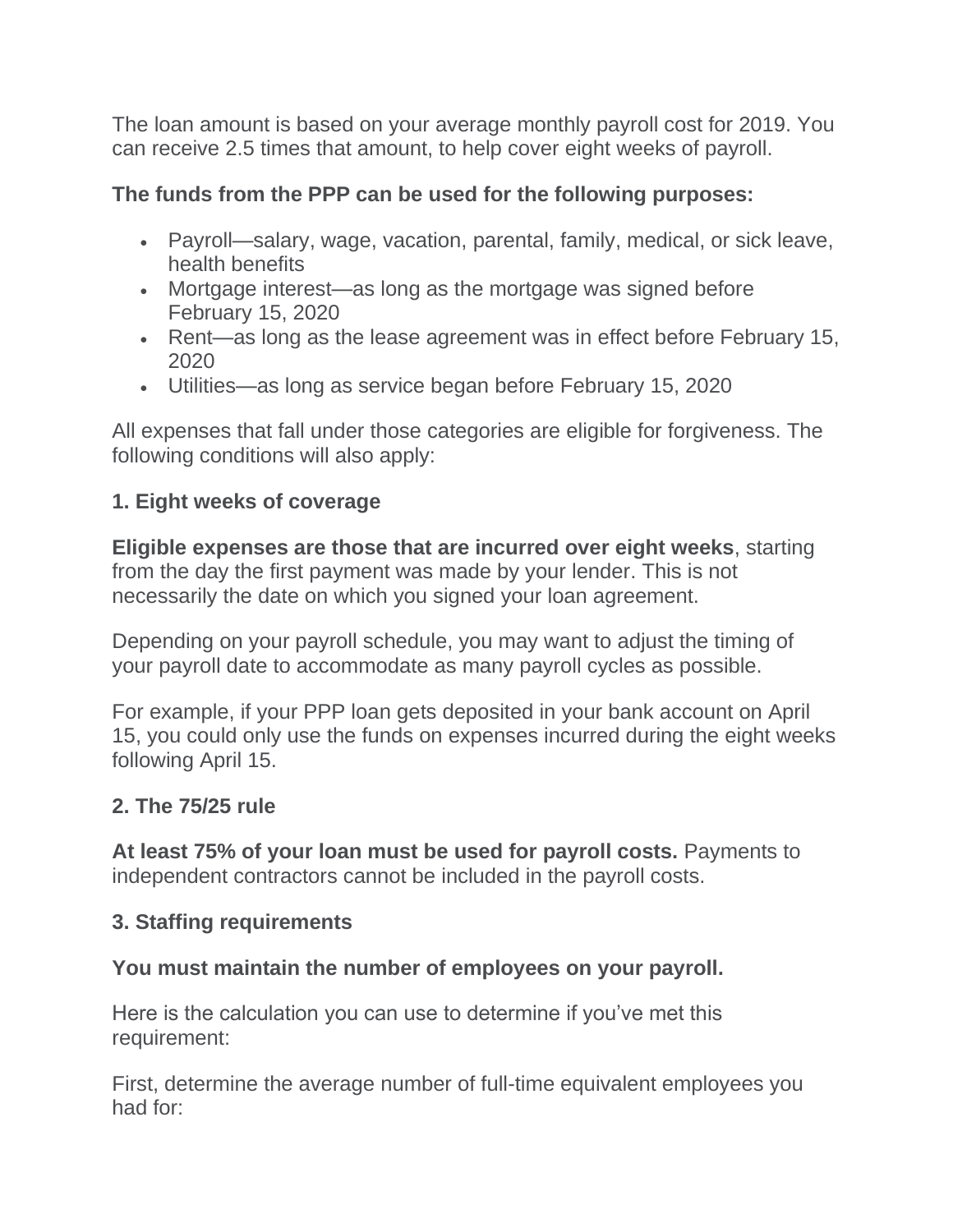The loan amount is based on your average monthly payroll cost for 2019. You can receive 2.5 times that amount, to help cover eight weeks of payroll.

**The funds from the PPP can be used for the following purposes:**

- Payroll—salary, wage, vacation, parental, family, medical, or sick leave, health benefits
- Mortgage interest—as long as the mortgage was signed before February 15, 2020
- Rent—as long as the lease agreement was in effect before February 15, 2020
- Utilities—as long as service began before February 15, 2020

All expenses that fall under those categories are eligible for forgiveness. The following conditions will also apply:

### 1. Eight weeks of coverage

**Eligible expenses are those that are incurred over eight weeks**, starting from the day the first payment was made by your lender. This is not necessarily the date on which you signed your loan agreement.

Depending on your payroll schedule, you may want to adjust the timing of your payroll date to accommodate as many payroll cycles as possible.

For example, if your PPP loan gets deposited in your bank account on April 15, you could only use the funds on expenses incurred during the eight weeks following April 15.

### 2. The 75/25 rule

**At least 75% of your loan must be used for payroll costs.** Payments to independent contractors cannot be included in the payroll costs.

### 3. Staffing requirements

**You must maintain the number of employees on your payroll.**

Here is the calculation you can use to determine if you've met this requirement:

First, determine the average number of full-time equivalent employees you had for: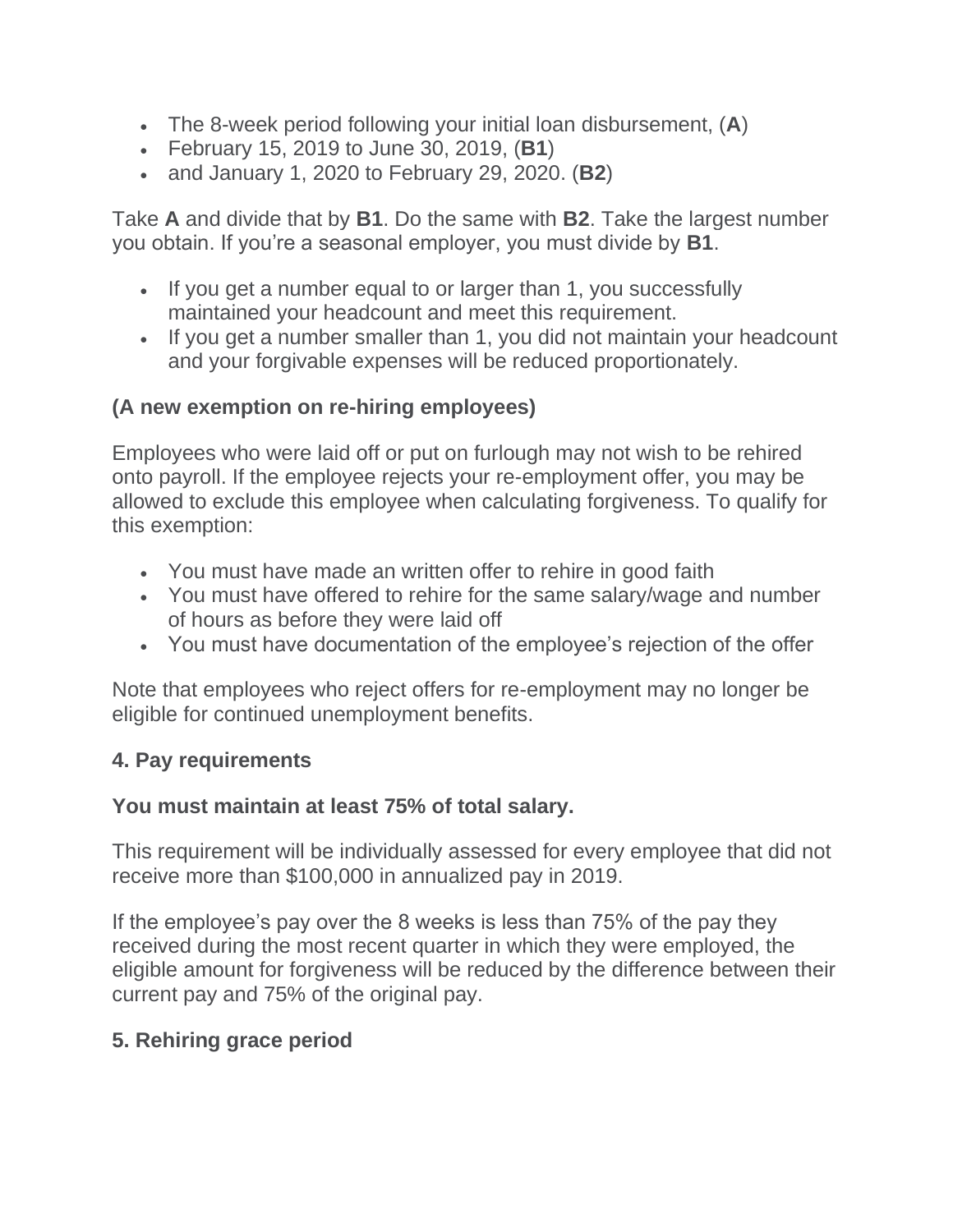- The 8-week period following your initial loan disbursement, (**A**)
- February 15, 2019 to June 30, 2019, (**B1**)
- and January 1, 2020 to February 29, 2020. (**B2**)

Take **A** and divide that by **B1**. Do the same with **B2**. Take the largest number you obtain. If you're a seasonal employer, you must divide by **B1**.

- If you get a number equal to or larger than 1, you successfully maintained your headcount and meet this requirement.
- If you get a number smaller than 1, you did not maintain your headcount and your forgivable expenses will be reduced proportionately.

**(A new exemption on re-hiring employees)**

Employees who were laid off or put on furlough may not wish to be rehired onto payroll. If the employee rejects your re-employment offer, you may be allowed to exclude this employee when calculating forgiveness. To qualify for this exemption:

- You must have made an written offer to rehire in good faith
- You must have offered to rehire for the same salary/wage and number of hours as before they were laid off
- You must have documentation of the employee's rejection of the offer

Note that employees who reject offers for re-employment may no longer be eligible for continued unemployment benefits.

### 4. Pay requirements

**You must maintain at least 75% of total salary.**

This requirement will be individually assessed for every employee that did not receive more than $100,000 in annualized pay in 2019.

If the employee's pay over the 8 weeks is less than 75% of the pay they received during the most recent quarter in which they were employed, the eligible amount for forgiveness will be reduced by the difference between their current pay and 75% of the original pay.

### 5. Rehiring grace period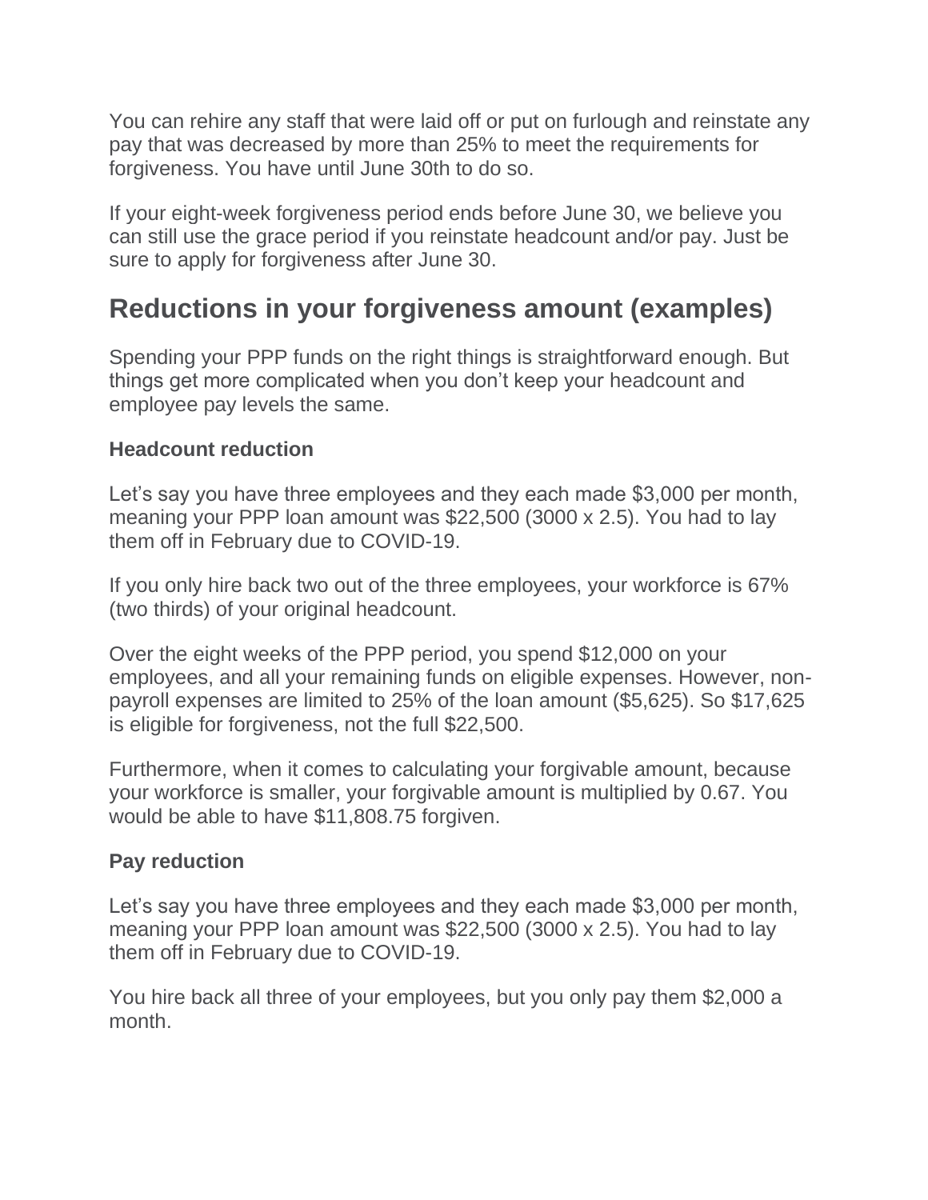You can rehire any staff that were laid off or put on furlough and reinstate any pay that was decreased by more than 25% to meet the requirements for forgiveness. You have until June 30th to do so.

If your eight-week forgiveness period ends before June 30, we believe you can still use the grace period if you reinstate headcount and/or pay. Just be sure to apply for forgiveness after June 30.

## Reductions in your forgiveness amount (examples)

Spending your PPP funds on the right things is straightforward enough. But things get more complicated when you don't keep your headcount and employee pay levels the same.

### Headcount reduction

Let's say you have three employees and they each made $3,000 per month, meaning your PPP loan amount was $22,500 (3000 x 2.5). You had to lay them off in February due to COVID-19.

If you only hire back two out of the three employees, your workforce is 67% (two thirds) of your original headcount.

Over the eight weeks of the PPP period, you spend $12,000 on your employees, and all your remaining funds on eligible expenses. However, non-payroll expenses are limited to 25% of the loan amount ($5,625). So $17,625 is eligible for forgiveness, not the full $22,500.

Furthermore, when it comes to calculating your forgivable amount, because your workforce is smaller, your forgivable amount is multiplied by 0.67. You would be able to have $11,808.75 forgiven.

### Pay reduction

Let's say you have three employees and they each made $3,000 per month, meaning your PPP loan amount was $22,500 (3000 x 2.5). You had to lay them off in February due to COVID-19.

You hire back all three of your employees, but you only pay them $2,000 a month.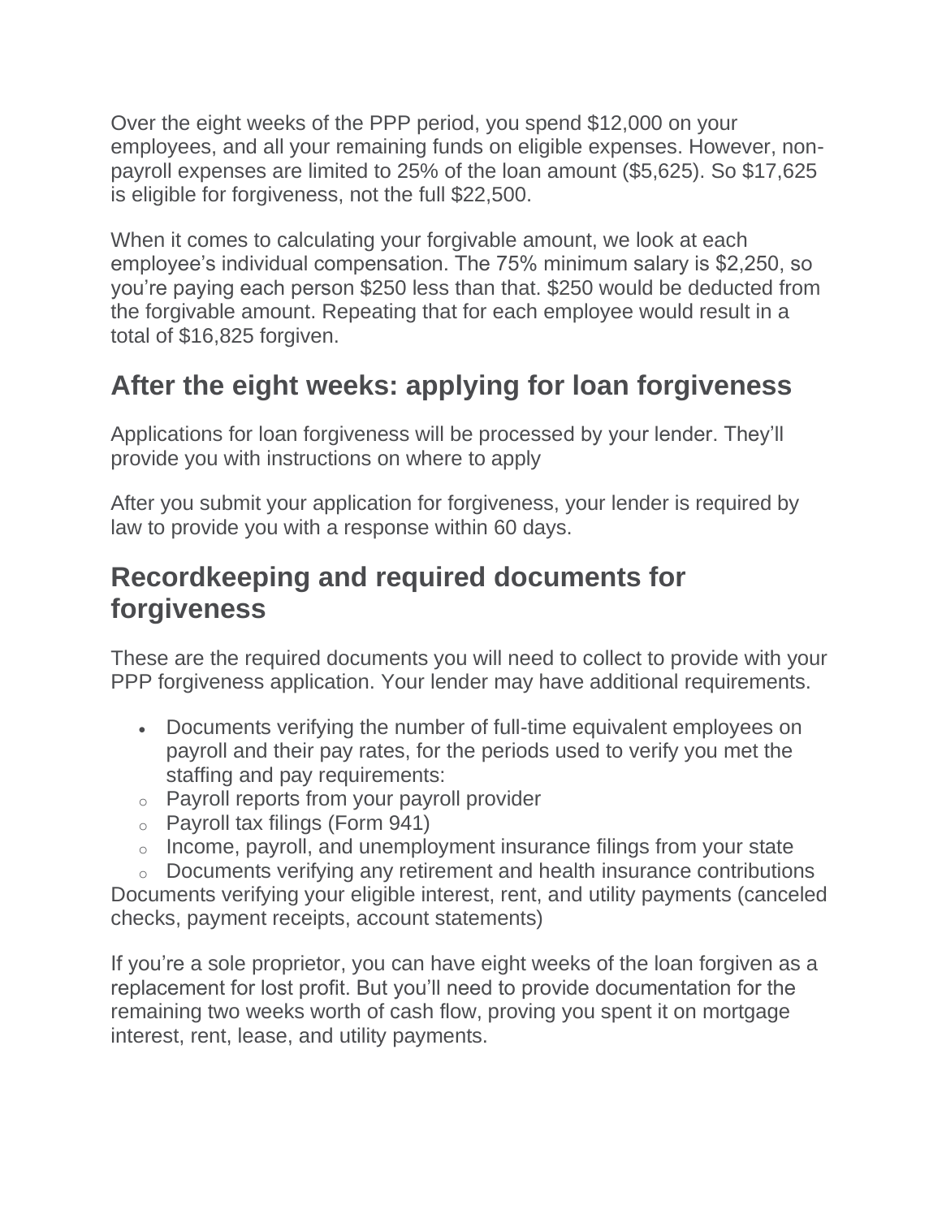Over the eight weeks of the PPP period, you spend $12,000 on your employees, and all your remaining funds on eligible expenses. However, non-payroll expenses are limited to 25% of the loan amount ($5,625). So $17,625 is eligible for forgiveness, not the full $22,500.

When it comes to calculating your forgivable amount, we look at each employee's individual compensation. The 75% minimum salary is $2,250, so you're paying each person $250 less than that. $250 would be deducted from the forgivable amount. Repeating that for each employee would result in a total of $16,825 forgiven.

## After the eight weeks: applying for loan forgiveness

Applications for loan forgiveness will be processed by your lender. They'll provide you with instructions on where to apply

After you submit your application for forgiveness, your lender is required by law to provide you with a response within 60 days.

## Recordkeeping and required documents for forgiveness

These are the required documents you will need to collect to provide with your PPP forgiveness application. Your lender may have additional requirements.

- Documents verifying the number of full-time equivalent employees on payroll and their pay rates, for the periods used to verify you met the staffing and pay requirements:
  - Payroll reports from your payroll provider
  - Payroll tax filings (Form 941)
  - Income, payroll, and unemployment insurance filings from your state
  - Documents verifying any retirement and health insurance contributions

Documents verifying your eligible interest, rent, and utility payments (canceled checks, payment receipts, account statements)

If you're a sole proprietor, you can have eight weeks of the loan forgiven as a replacement for lost profit. But you'll need to provide documentation for the remaining two weeks worth of cash flow, proving you spent it on mortgage interest, rent, lease, and utility payments.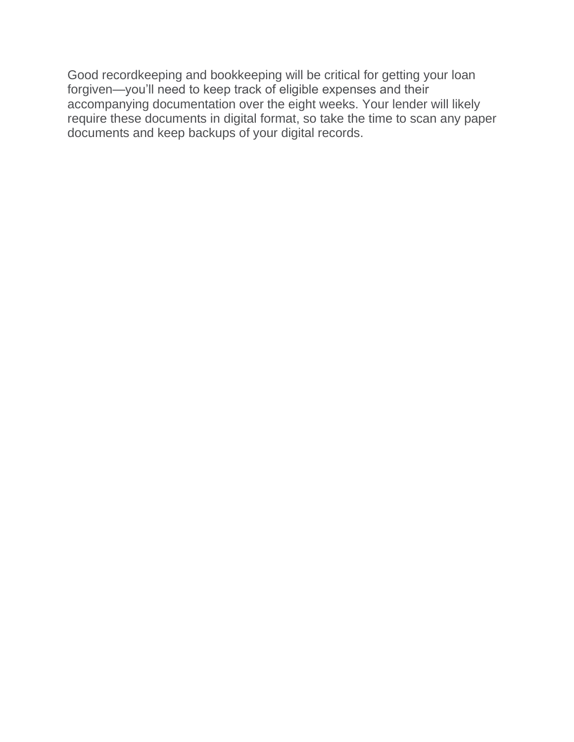Good recordkeeping and bookkeeping will be critical for getting your loan forgiven—you'll need to keep track of eligible expenses and their accompanying documentation over the eight weeks. Your lender will likely require these documents in digital format, so take the time to scan any paper documents and keep backups of your digital records.